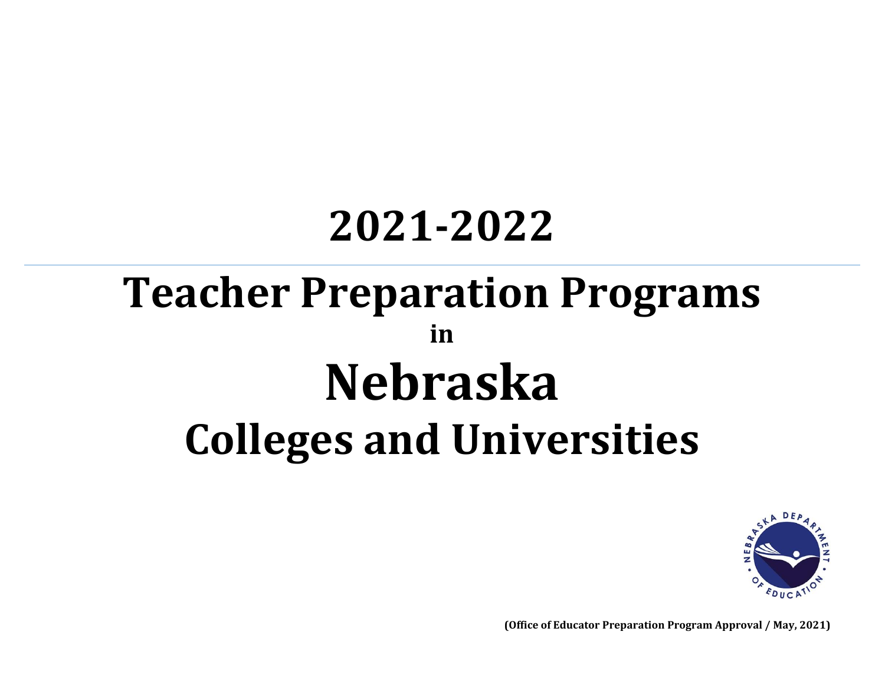# 2021-2022

# Teacher Preparation Programs

**in**

# Nebraska

# Colleges and Universities

**(Office of Educator Preparation Program Approval / May, 2021)**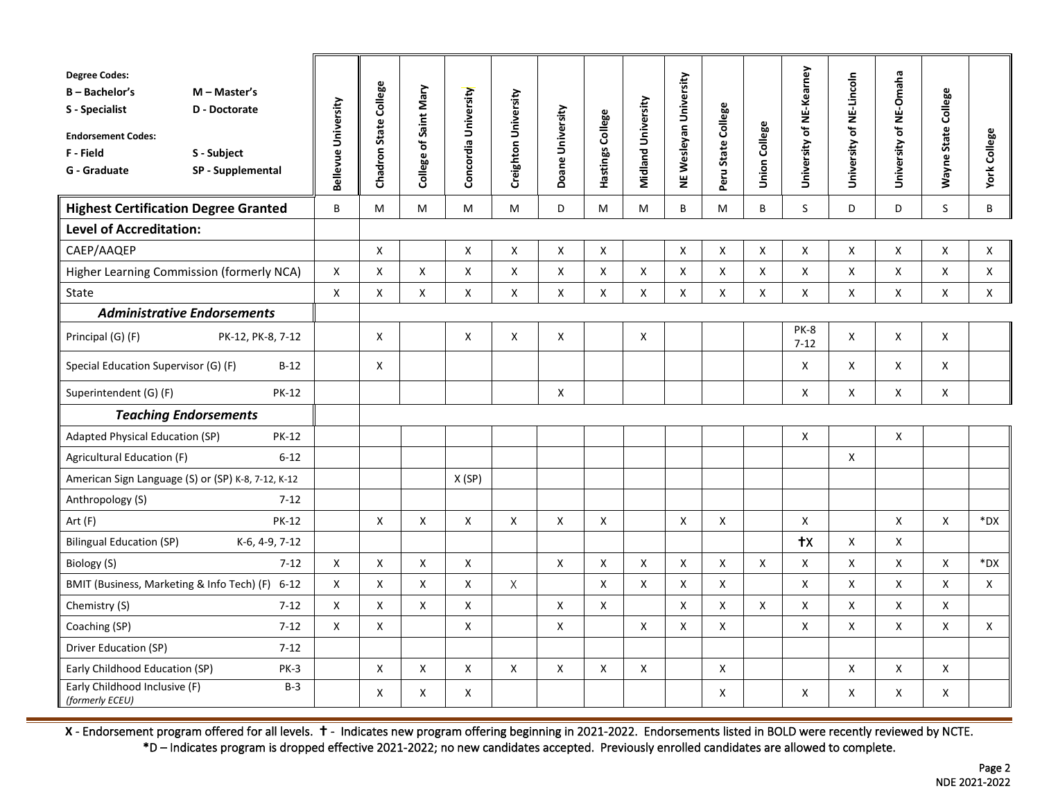| Degree Codes: B – Bachelor's, M – Master's, S - Specialist, D - Doctorate. Endorsement Codes: F - Field, S - Subject, G - Graduate, SP - Supplemental | Bellevue University | Chadron State College | College of Saint Mary | Concordia University | Creighton University | Doane University | Hastings College | Midland University | NE Wesleyan University | Peru State College | Union College | University of NE-Kearney | University of NE-Lincoln | University of NE-Omaha | Wayne State College | York College |
|---|---|---|---|---|---|---|---|---|---|---|---|---|---|---|---|---|
| **Highest Certification Degree Granted** | B | M | M | M | M | D | M | M | B | M | B | S | D | D | S | B |
| **Level of Accreditation:** | | | | | | | | | | | | | | | | |
| CAEP/AAQEP | | X | | X | X | X | X | | X | X | X | X | X | X | X | X |
| Higher Learning Commission (formerly NCA) | X | X | X | X | X | X | X | X | X | X | X | X | X | X | X | X |
| State | X | X | X | X | X | X | X | X | X | X | X | X | X | X | X | X |
| ***Administrative Endorsements*** | | | | | | | | | | | | | | | | |
| Principal (G) (F) PK-12, PK-8, 7-12 | | X | | X | X | X | | X | | | | PK-8 7-12 | X | X | X | |
| Special Education Supervisor (G) (F) B-12 | | X | | | | | | | | | | X | X | X | X | |
| Superintendent (G) (F) PK-12 | | | | | | X | | | | | | X | X | X | X | |
| ***Teaching Endorsements*** | | | | | | | | | | | | | | | | |
| Adapted Physical Education (SP) PK-12 | | | | | | | | | | | | X | | X | | |
| Agricultural Education (F) 6-12 | | | | | | | | | | | | | X | | | |
| American Sign Language (S) or (SP) K-8, 7-12, K-12 | | | | X (SP) | | | | | | | | | | | | |
| Anthropology (S) 7-12 | | | | | | | | | | | | | | | | |
| Art (F) PK-12 | | X | X | X | X | X | X | | X | X | | X | | X | X | *DX |
| Bilingual Education (SP) K-6, 4-9, 7-12 | | | | | | | | | | | | †X | X | X | | |
| Biology (S) 7-12 | X | X | X | X | | X | X | X | X | X | X | X | X | X | X | *DX |
| BMIT (Business, Marketing & Info Tech) (F) 6-12 | X | X | X | X | X | | X | X | X | X | | X | X | X | X | X |
| Chemistry (S) 7-12 | X | X | X | X | | X | X | | X | X | X | X | X | X | X | |
| Coaching (SP) 7-12 | X | X | | X | | X | | X | X | X | | X | X | X | X | X |
| Driver Education (SP) 7-12 | | | | | | | | | | | | | | | | |
| Early Childhood Education (SP) PK-3 | | X | X | X | X | X | X | X | | X | | | X | X | X | |
| Early Childhood Inclusive (F) B-3 *(formerly ECEU)* | | X | X | X | | | | | | X | | X | X | X | X | |

**X** - Endorsement program offered for all levels. **†** - Indicates new program offering beginning in 2021-2022. Endorsements listed in BOLD were recently reviewed by NCTE.
*D – Indicates program is dropped effective 2021-2022; no new candidates accepted. Previously enrolled candidates are allowed to complete.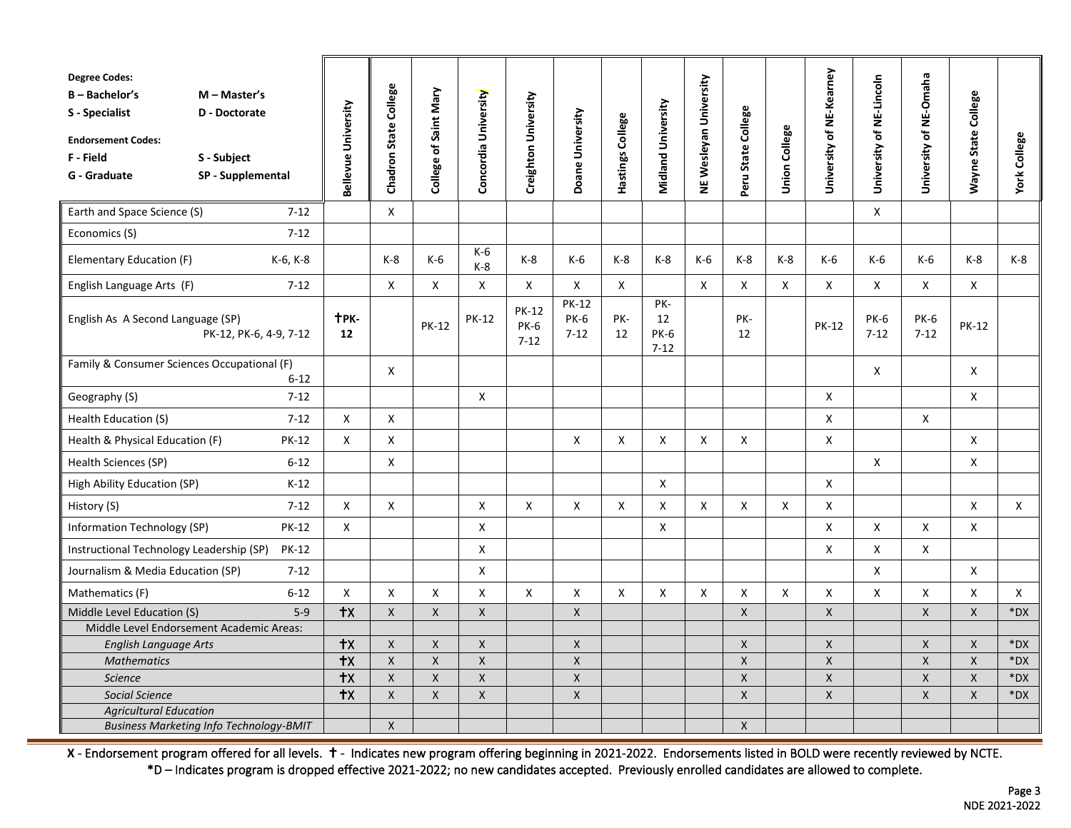| Degree Codes: B – Bachelor's, M – Master's, S - Specialist, D - Doctorate. Endorsement Codes: F - Field, S - Subject, G - Graduate, SP - Supplemental | | Bellevue University | Chadron State College | College of Saint Mary | Concordia University | Creighton University | Doane University | Hastings College | Midland University | NE Wesleyan University | Peru State College | Union College | University of NE-Kearney | University of NE-Lincoln | University of NE-Omaha | Wayne State College | York College |
|---|---|---|---|---|---|---|---|---|---|---|---|---|---|---|---|---|---|
| Earth and Space Science (S) | 7-12 | | X | | | | | | | | | | | X | | | |
| Economics (S) | 7-12 | | | | | | | | | | | | | | | | |
| Elementary Education (F) | K-6, K-8 | | K-8 | K-6 | K-6 K-8 | K-8 | K-6 | K-8 | K-8 | K-6 | K-8 | K-8 | K-6 | K-6 | K-6 | K-8 | K-8 |
| English Language Arts (F) | 7-12 | | X | X | X | X | X | X | | X | X | X | X | X | X | X | |
| English As A Second Language (SP) | PK-12, PK-6, 4-9, 7-12 | **†PK-12** | | PK-12 | PK-12 | PK-12 PK-6 7-12 | PK-12 PK-6 7-12 | PK-12 | PK-12 PK-6 7-12 | | PK-12 | | PK-12 | PK-6 7-12 | PK-6 7-12 | PK-12 | |
| Family & Consumer Sciences Occupational (F) | 6-12 | | X | | | | | | | | | | | X | | X | |
| Geography (S) | 7-12 | | | | X | | | | | | | | X | | | X | |
| Health Education (S) | 7-12 | X | X | | | | | | | | | | X | | X | | |
| Health & Physical Education (F) | PK-12 | X | X | | | | X | X | X | X | X | | X | | | X | |
| Health Sciences (SP) | 6-12 | | X | | | | | | | | | | | X | | X | |
| High Ability Education (SP) | K-12 | | | | | | | | X | | | | X | | | | |
| History (S) | 7-12 | X | X | | X | X | X | X | X | X | X | X | X | | | X | X |
| Information Technology (SP) | PK-12 | X | | | X | | | | X | | | | X | X | X | X | |
| Instructional Technology Leadership (SP) | PK-12 | | | | X | | | | | | | | X | X | X | | |
| Journalism & Media Education (SP) | 7-12 | | | | X | | | | | | | | | X | | X | |
| Mathematics (F) | 6-12 | X | X | X | X | X | X | X | X | X | X | X | X | X | X | X | X |
| Middle Level Education (S) | 5-9 | **†X** | X | X | X | | X | | | | X | | X | | X | X | *DX |
| Middle Level Endorsement Academic Areas: | | | | | | | | | | | | | | | | | |
| *English Language Arts* | | **†X** | X | X | X | | X | | | | X | | X | | X | X | *DX |
| *Mathematics* | | **†X** | X | X | X | | X | | | | X | | X | | X | X | *DX |
| *Science* | | **†X** | X | X | X | | X | | | | X | | X | | X | X | *DX |
| *Social Science* | | **†X** | X | X | X | | X | | | | X | | X | | X | X | *DX |
| *Agricultural Education* | | | | | | | | | | | | | | | | | |
| *Business Marketing Info Technology-BMIT* | | | X | | | | | | | | X | | | | | | |

**X** - Endorsement program offered for all levels. **†** - Indicates new program offering beginning in 2021-2022. Endorsements listed in BOLD were recently reviewed by NCTE.
*D – Indicates program is dropped effective 2021-2022; no new candidates accepted. Previously enrolled candidates are allowed to complete.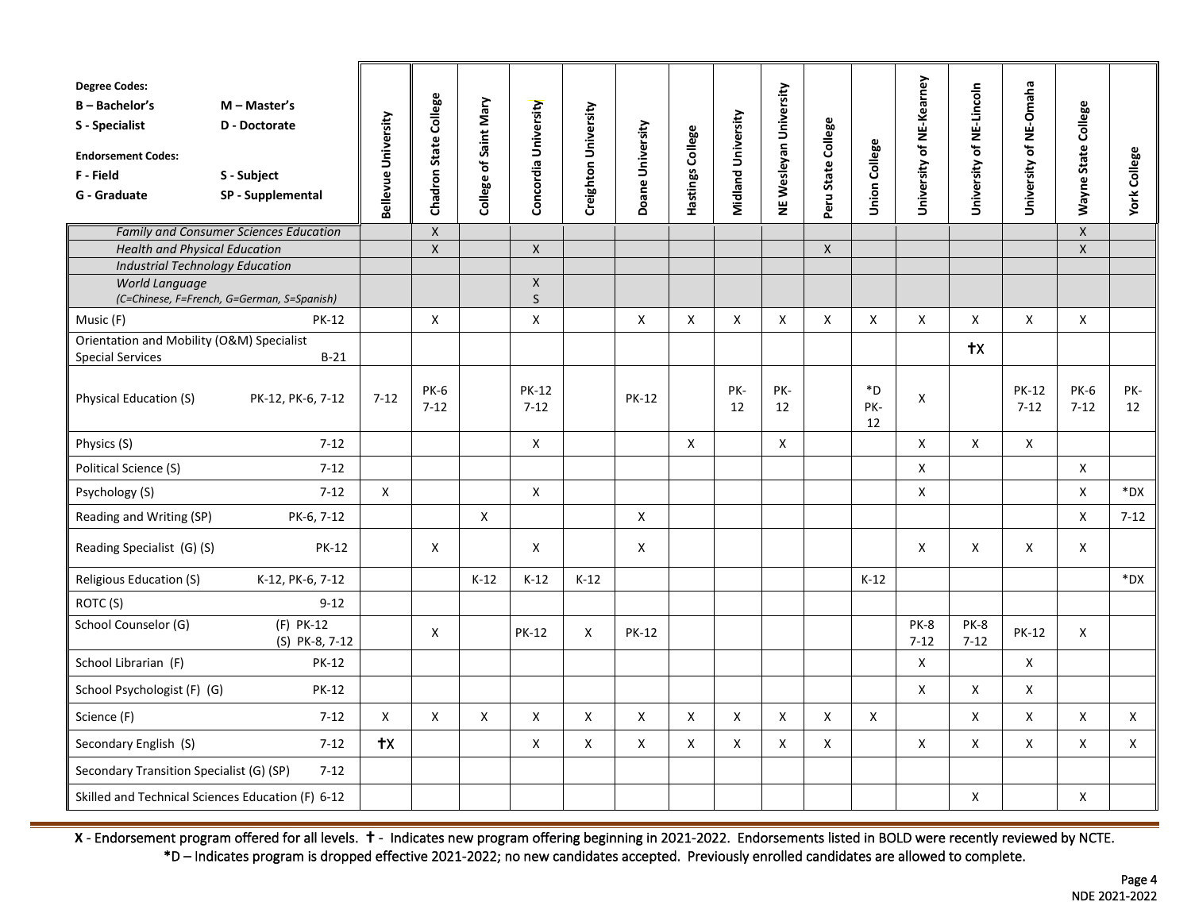| Degree Codes: B – Bachelor's, M – Master's, S - Specialist, D - Doctorate; Endorsement Codes: F - Field, S - Subject, G - Graduate, SP - Supplemental | | Bellevue University | Chadron State College | College of Saint Mary | Concordia University | Creighton University | Doane University | Hastings College | Midland University | NE Wesleyan University | Peru State College | Union College | University of NE-Kearney | University of NE-Lincoln | University of NE-Omaha | Wayne State College | York College |
|---|---|---|---|---|---|---|---|---|---|---|---|---|---|---|---|---|---|
| *Family and Consumer Sciences Education* | | | X | | | | | | | | | | | | | X | |
| *Health and Physical Education* | | | X | | X | | | | | | X | | | | | X | |
| *Industrial Technology Education* | | | | | | | | | | | | | | | | | |
| *World Language (C=Chinese, F=French, G=German, S=Spanish)* | | | | | X S | | | | | | | | | | | | |
| Music (F) | PK-12 | | X | | X | | X | X | X | X | X | X | X | X | X | X | |
| Orientation and Mobility (O&M) Specialist Special Services | B-21 | | | | | | | | | | | | | †X | | | |
| Physical Education (S) | PK-12, PK-6, 7-12 | 7-12 | PK-6 7-12 | | PK-12 7-12 | | PK-12 | | PK-12 | PK-12 | | *D PK-12 | X | | PK-12 7-12 | PK-6 7-12 | PK-12 |
| Physics (S) | 7-12 | | | | X | | | X | | X | | | X | X | X | | |
| Political Science (S) | 7-12 | | | | | | | | | | | | X | | | X | |
| Psychology (S) | 7-12 | X | | | X | | | | | | | | X | | | X | *DX |
| Reading and Writing (SP) | PK-6, 7-12 | | | X | | | X | | | | | | | | | X | 7-12 |
| Reading Specialist (G) (S) | PK-12 | | X | | X | | X | | | | | | X | X | X | X | |
| Religious Education (S) | K-12, PK-6, 7-12 | | | K-12 | K-12 | K-12 | | | | | | K-12 | | | | | *DX |
| ROTC (S) | 9-12 | | | | | | | | | | | | | | | | |
| School Counselor (G) | (F) PK-12 (S) PK-8, 7-12 | | X | | PK-12 | X | PK-12 | | | | | | PK-8 7-12 | PK-8 7-12 | PK-12 | X | |
| School Librarian (F) | PK-12 | | | | | | | | | | | | X | | X | | |
| School Psychologist (F) (G) | PK-12 | | | | | | | | | | | | X | X | X | | |
| Science (F) | 7-12 | X | X | X | X | X | X | X | X | X | X | X | | X | X | X | X |
| Secondary English (S) | 7-12 | †X | | | X | X | X | X | X | X | X | | X | X | X | X | X |
| Secondary Transition Specialist (G) (SP) | 7-12 | | | | | | | | | | | | | | | | |
| Skilled and Technical Sciences Education (F) | 6-12 | | | | | | | | | | | | | X | | X | |

**X** - Endorsement program offered for all levels. **†** - Indicates new program offering beginning in 2021-2022. Endorsements listed in BOLD were recently reviewed by NCTE.
*D – Indicates program is dropped effective 2021-2022; no new candidates accepted. Previously enrolled candidates are allowed to complete.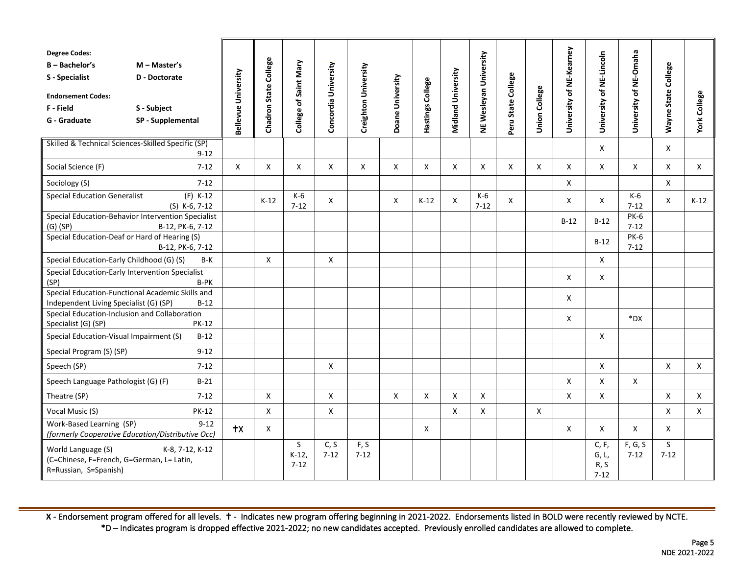| Degree Codes: B – Bachelor's, M – Master's, S - Specialist, D - Doctorate. Endorsement Codes: F - Field, S - Subject, G - Graduate, SP - Supplemental | | Bellevue University | Chadron State College | College of Saint Mary | Concordia University | Creighton University | Doane University | Hastings College | Midland University | NE Wesleyan University | Peru State College | Union College | University of NE-Kearney | University of NE-Lincoln | University of NE-Omaha | Wayne State College | York College |
|---|---|---|---|---|---|---|---|---|---|---|---|---|---|---|---|---|---|
| Skilled & Technical Sciences-Skilled Specific (SP) | 9-12 | | | | | | | | | | | | | X | | X | |
| Social Science (F) | 7-12 | X | X | X | X | X | X | X | X | X | X | X | X | X | X | X | X |
| Sociology (S) | 7-12 | | | | | | | | | | | | X | | | X | |
| Special Education Generalist | (F) K-12 (S) K-6, 7-12 | | K-12 | K-6 7-12 | X | | X | K-12 | X | K-6 7-12 | X | | X | X | K-6 7-12 | X | K-12 |
| Special Education-Behavior Intervention Specialist (G) (SP) | B-12, PK-6, 7-12 | | | | | | | | | | | | B-12 | B-12 | PK-6 7-12 | | |
| Special Education-Deaf or Hard of Hearing (S) | B-12, PK-6, 7-12 | | | | | | | | | | | | | B-12 | PK-6 7-12 | | |
| Special Education-Early Childhood (G) (S) | B-K | | X | | X | | | | | | | | | X | | | |
| Special Education-Early Intervention Specialist (SP) | B-PK | | | | | | | | | | | | X | X | | | |
| Special Education-Functional Academic Skills and Independent Living Specialist (G) (SP) | B-12 | | | | | | | | | | | | X | | | | |
| Special Education-Inclusion and Collaboration Specialist (G) (SP) | PK-12 | | | | | | | | | | | | X | | *DX | | |
| Special Education-Visual Impairment (S) | B-12 | | | | | | | | | | | | | X | | | |
| Special Program (S) (SP) | 9-12 | | | | | | | | | | | | | | | | |
| Speech (SP) | 7-12 | | | | X | | | | | | | | | X | | X | X |
| Speech Language Pathologist (G) (F) | B-21 | | | | | | | | | | | | X | X | X | | |
| Theatre (SP) | 7-12 | | X | | X | | X | X | X | X | | | X | X | | X | X |
| Vocal Music (S) | PK-12 | | X | | X | | | | X | X | | X | | | | X | X |
| Work-Based Learning (SP) *(formerly Cooperative Education/Distributive Occ)* | 9-12 | †X | X | | | | | X | | | | | X | X | X | X | |
| World Language (S) (C=Chinese, F=French, G=German, L= Latin, R=Russian, S=Spanish) | K-8, 7-12, K-12 | | | S K-12, 7-12 | C, S 7-12 | F, S 7-12 | | | | | | | | C, F, G, L, R, S 7-12 | F, G, S 7-12 | S 7-12 | |

**X** - Endorsement program offered for all levels. **†** - Indicates new program offering beginning in 2021-2022. Endorsements listed in BOLD were recently reviewed by NCTE.
**\***D – Indicates program is dropped effective 2021-2022; no new candidates accepted. Previously enrolled candidates are allowed to complete.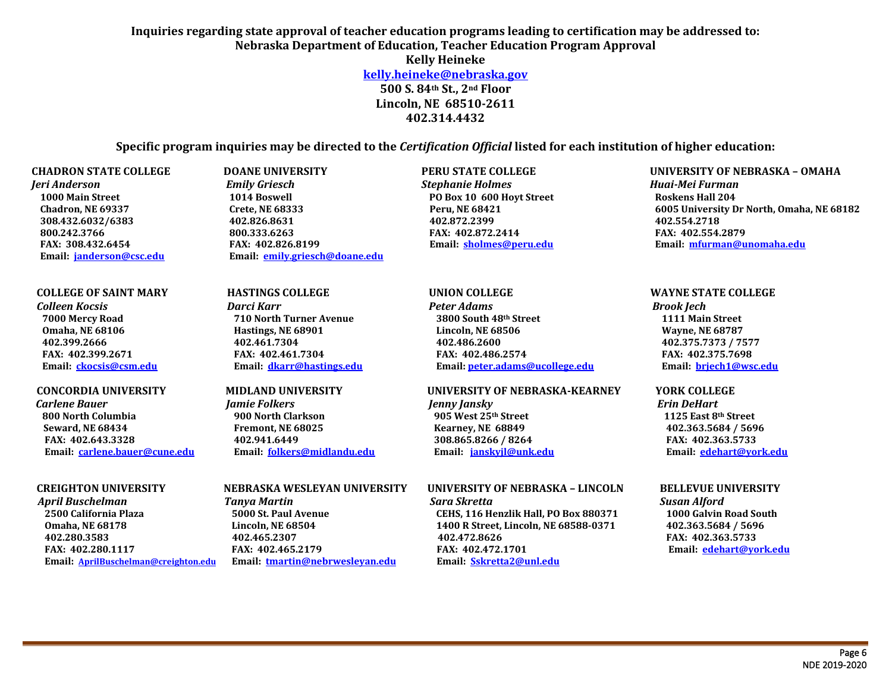**Inquiries regarding state approval of teacher education programs leading to certification may be addressed to:**
**Nebraska Department of Education, Teacher Education Program Approval**
**Kelly Heineke**
**kelly.heineke@nebraska.gov**
**500 S. 84th St., 2nd Floor**
**Lincoln, NE 68510-2611**
**402.314.4432**

**Specific program inquiries may be directed to the *Certification Official* listed for each institution of higher education:**

**CHADRON STATE COLLEGE**
***Jeri Anderson***
**1000 Main Street**
**Chadron, NE 69337**
**308.432.6032/6383**
**800.242.3766**
**FAX: 308.432.6454**
**Email: janderson@csc.edu**

**COLLEGE OF SAINT MARY**
***Colleen Kocsis***
**7000 Mercy Road**
**Omaha, NE 68106**
**402.399.2666**
**FAX: 402.399.2671**
**Email: ckocsis@csm.edu**

**CONCORDIA UNIVERSITY**
***Carlene Bauer***
**800 North Columbia**
**Seward, NE 68434**
**FAX: 402.643.3328**
**Email: carlene.bauer@cune.edu**

**CREIGHTON UNIVERSITY**
***April Buschelman***
**2500 California Plaza**
**Omaha, NE 68178**
**402.280.3583**
**FAX: 402.280.1117**
**Email: AprilBuschelman@creighton.edu**

**DOANE UNIVERSITY**
***Emily Griesch***
**1014 Boswell**
**Crete, NE 68333**
**402.826.8631**
**800.333.6263**
**FAX: 402.826.8199**
**Email: emily.griesch@doane.edu**

**HASTINGS COLLEGE**
***Darci Karr***
**710 North Turner Avenue**
**Hastings, NE 68901**
**402.461.7304**
**FAX: 402.461.7304**
**Email: dkarr@hastings.edu**

**MIDLAND UNIVERSITY**
***Jamie Folkers***
**900 North Clarkson**
**Fremont, NE 68025**
**402.941.6449**
**Email: folkers@midlandu.edu**

**NEBRASKA WESLEYAN UNIVERSITY**
***Tanya Martin***
**5000 St. Paul Avenue**
**Lincoln, NE 68504**
**402.465.2307**
**FAX: 402.465.2179**
**Email: tmartin@nebrwesleyan.edu**

**PERU STATE COLLEGE**
***Stephanie Holmes***
**PO Box 10 600 Hoyt Street**
**Peru, NE 68421**
**402.872.2399**
**FAX: 402.872.2414**
**Email: sholmes@peru.edu**

**UNION COLLEGE**
***Peter Adams***
**3800 South 48th Street**
**Lincoln, NE 68506**
**402.486.2600**
**FAX: 402.486.2574**
**Email: peter.adams@ucollege.edu**

**UNIVERSITY OF NEBRASKA-KEARNEY**
***Jenny Jansky***
**905 West 25th Street**
**Kearney, NE 68849**
**308.865.8266 / 8264**
**Email: janskyjl@unk.edu**

**UNIVERSITY OF NEBRASKA – LINCOLN**
***Sara Skretta***
**CEHS, 116 Henzlik Hall, PO Box 880371**
**1400 R Street, Lincoln, NE 68588-0371**
**402.472.8626**
**FAX: 402.472.1701**
**Email: Sskretta2@unl.edu**

**UNIVERSITY OF NEBRASKA – OMAHA**
***Huai-Mei Furman***
**Roskens Hall 204**
**6005 University Dr North, Omaha, NE 68182**
**402.554.2718**
**FAX: 402.554.2879**
**Email: mfurman@unomaha.edu**

**WAYNE STATE COLLEGE**
***Brook Jech***
**1111 Main Street**
**Wayne, NE 68787**
**402.375.7373 / 7577**
**FAX: 402.375.7698**
**Email: brjech1@wsc.edu**

**YORK COLLEGE**
***Erin DeHart***
**1125 East 8th Street**
**402.363.5684 / 5696**
**FAX: 402.363.5733**
**Email: edehart@york.edu**

**BELLEVUE UNIVERSITY**
***Susan Alford***
**1000 Galvin Road South**
**402.363.5684 / 5696**
**FAX: 402.363.5733**
**Email: edehart@york.edu**